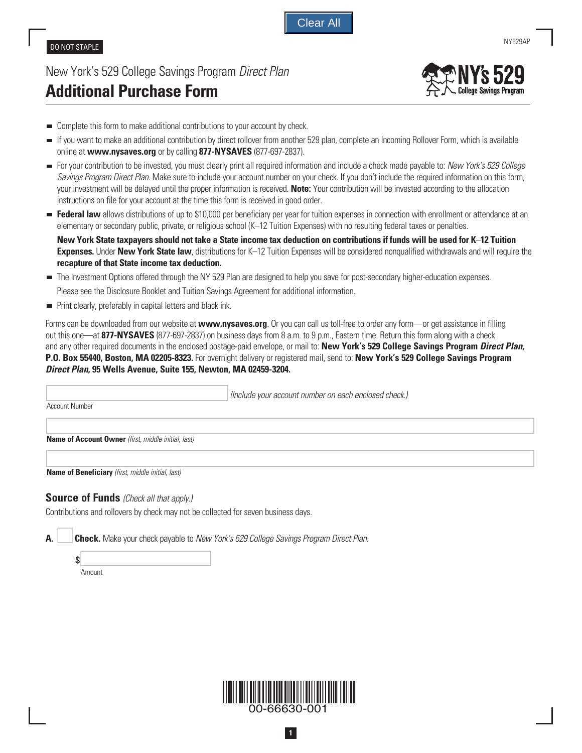DO NOT STAPLE

NY529AP

# New York's 529 College Savings Program *Direct Plan*
## Additional Purchase Form

NY's 529 College Savings Program

- Complete this form to make additional contributions to your account by check.
- If you want to make an additional contribution by direct rollover from another 529 plan, complete an Incoming Rollover Form, which is available online at **www.nysaves.org** or by calling **877-NYSAVES** (877-697-2837).
- For your contribution to be invested, you must clearly print all required information and include a check made payable to: *New York's 529 College Savings Program Direct Plan*. Make sure to include your account number on your check. If you don't include the required information on this form, your investment will be delayed until the proper information is received. **Note:** Your contribution will be invested according to the allocation instructions on file for your account at the time this form is received in good order.
- **Federal law** allows distributions of up to $10,000 per beneficiary per year for tuition expenses in connection with enrollment or attendance at an elementary or secondary public, private, or religious school (K–12 Tuition Expenses) with no resulting federal taxes or penalties.

  **New York State taxpayers should not take a State income tax deduction on contributions if funds will be used for K–12 Tuition Expenses.** Under **New York State law**, distributions for K–12 Tuition Expenses will be considered nonqualified withdrawals and will require the **recapture of that State income tax deduction.**
- The Investment Options offered through the NY 529 Plan are designed to help you save for post-secondary higher-education expenses.

  Please see the Disclosure Booklet and Tuition Savings Agreement for additional information.
- Print clearly, preferably in capital letters and black ink.

Forms can be downloaded from our website at **www.nysaves.org**. Or you can call us toll-free to order any form—or get assistance in filling out this one—at **877-NYSAVES** (877-697-2837) on business days from 8 a.m. to 9 p.m., Eastern time. Return this form along with a check and any other required documents in the enclosed postage-paid envelope, or mail to: **New York's 529 College Savings Program *Direct Plan*, P.O. Box 55440, Boston, MA 02205-8323.** For overnight delivery or registered mail, send to: **New York's 529 College Savings Program *Direct Plan*, 95 Wells Avenue, Suite 155, Newton, MA 02459-3204.**

Account Number *(Include your account number on each enclosed check.)*

**Name of Account Owner** *(first, middle initial, last)*

**Name of Beneficiary** *(first, middle initial, last)*

### Source of Funds *(Check all that apply.)*

Contributions and rollovers by check may not be collected for seven business days.

**A.** ☐ **Check.** Make your check payable to *New York's 529 College Savings Program Direct Plan*.

$ ______________
Amount

00-66630-001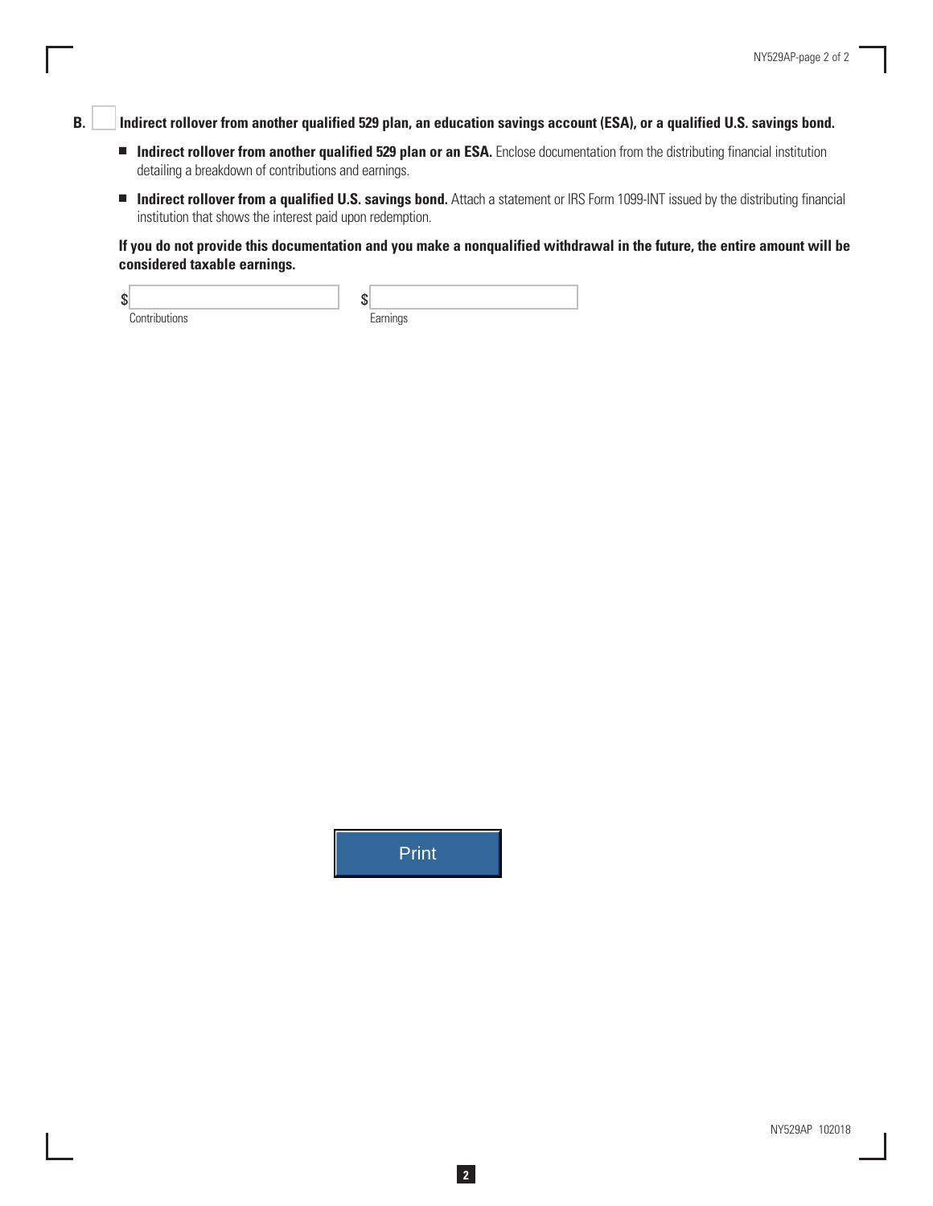**B.** ☐ **Indirect rollover from another qualified 529 plan, an education savings account (ESA), or a qualified U.S. savings bond.**

- **Indirect rollover from another qualified 529 plan or an ESA.** Enclose documentation from the distributing financial institution detailing a breakdown of contributions and earnings.
- **Indirect rollover from a qualified U.S. savings bond.** Attach a statement or IRS Form 1099-INT issued by the distributing financial institution that shows the interest paid upon redemption.

**If you do not provide this documentation and you make a nonqualified withdrawal in the future, the entire amount will be considered taxable earnings.**

$ ______________________ $ ______________________

Contributions Earnings

Print

NY529AP 102018